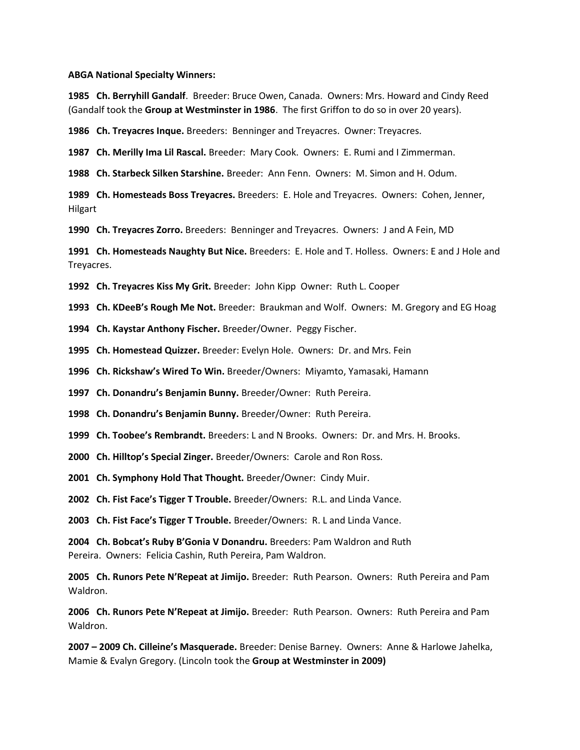**ABGA National Specialty Winners:**

**1985 Ch. Berryhill Gandalf**. Breeder: Bruce Owen, Canada. Owners: Mrs. Howard and Cindy Reed (Gandalf took the **Group at Westminster in 1986**. The first Griffon to do so in over 20 years).

**1986 Ch. Treyacres Inque.** Breeders: Benninger and Treyacres. Owner: Treyacres.

**1987 Ch. Merilly Ima Lil Rascal.** Breeder: Mary Cook. Owners: E. Rumi and I Zimmerman.

**1988 Ch. Starbeck Silken Starshine.** Breeder: Ann Fenn. Owners: M. Simon and H. Odum.

**1989 Ch. Homesteads Boss Treyacres.** Breeders: E. Hole and Treyacres. Owners: Cohen, Jenner, Hilgart

**1990 Ch. Treyacres Zorro.** Breeders: Benninger and Treyacres. Owners: J and A Fein, MD

**1991 Ch. Homesteads Naughty But Nice.** Breeders: E. Hole and T. Holless. Owners: E and J Hole and Treyacres.

**1992 Ch. Treyacres Kiss My Grit.** Breeder: John Kipp Owner: Ruth L. Cooper

**1993 Ch. KDeeB's Rough Me Not.** Breeder: Braukman and Wolf. Owners: M. Gregory and EG Hoag

**1994 Ch. Kaystar Anthony Fischer.** Breeder/Owner. Peggy Fischer.

**1995 Ch. Homestead Quizzer.** Breeder: Evelyn Hole. Owners: Dr. and Mrs. Fein

**1996 Ch. Rickshaw's Wired To Win.** Breeder/Owners: Miyamto, Yamasaki, Hamann

**1997 Ch. Donandru's Benjamin Bunny.** Breeder/Owner: Ruth Pereira.

**1998 Ch. Donandru's Benjamin Bunny.** Breeder/Owner: Ruth Pereira.

**1999 Ch. Toobee's Rembrandt.** Breeders: L and N Brooks. Owners: Dr. and Mrs. H. Brooks.

**2000 Ch. Hilltop's Special Zinger.** Breeder/Owners: Carole and Ron Ross.

**2001 Ch. Symphony Hold That Thought.** Breeder/Owner: Cindy Muir.

**2002 Ch. Fist Face's Tigger T Trouble.** Breeder/Owners: R.L. and Linda Vance.

**2003 Ch. Fist Face's Tigger T Trouble.** Breeder/Owners: R. L and Linda Vance.

**2004 Ch. Bobcat's Ruby B'Gonia V Donandru.** Breeders: Pam Waldron and Ruth Pereira. Owners: Felicia Cashin, Ruth Pereira, Pam Waldron.

**2005 Ch. Runors Pete N'Repeat at Jimijo.** Breeder: Ruth Pearson. Owners: Ruth Pereira and Pam Waldron.

**2006 Ch. Runors Pete N'Repeat at Jimijo.** Breeder: Ruth Pearson. Owners: Ruth Pereira and Pam Waldron.

**2007 – 2009 Ch. Cilleine's Masquerade.** Breeder: Denise Barney. Owners: Anne & Harlowe Jahelka, Mamie & Evalyn Gregory. (Lincoln took the **Group at Westminster in 2009)**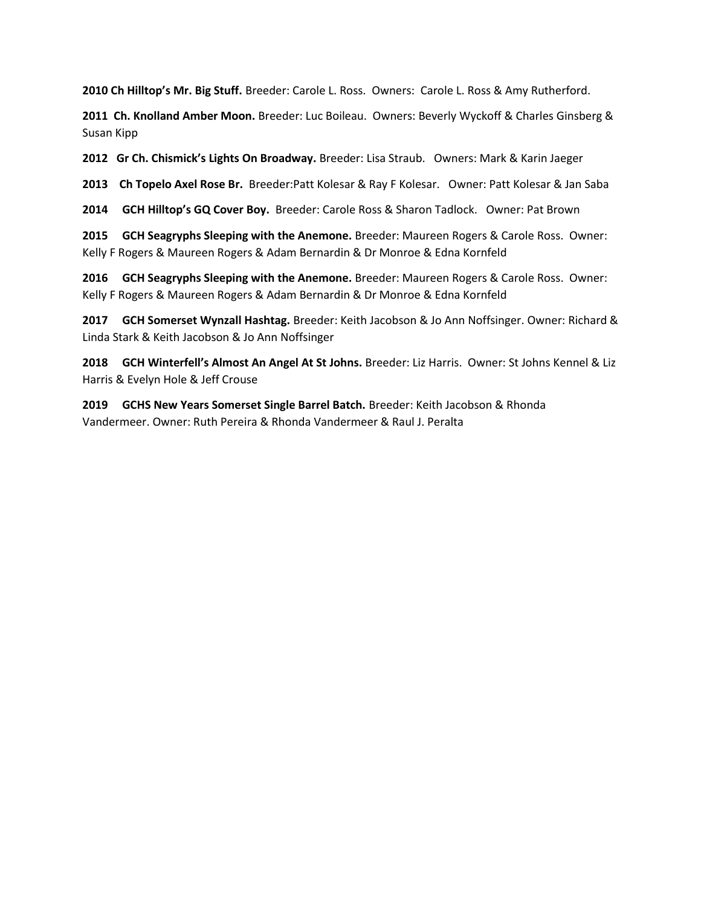**2010 Ch Hilltop's Mr. Big Stuff.** Breeder: Carole L. Ross. Owners: Carole L. Ross & Amy Rutherford.

**2011 Ch. Knolland Amber Moon.** Breeder: Luc Boileau. Owners: Beverly Wyckoff & Charles Ginsberg & Susan Kipp

**2012 Gr Ch. Chismick's Lights On Broadway.** Breeder: Lisa Straub. Owners: Mark & Karin Jaeger

**2013 Ch Topelo Axel Rose Br.** Breeder:Patt Kolesar & Ray F Kolesar. Owner: Patt Kolesar & Jan Saba

**2014 GCH Hilltop's GQ Cover Boy.** Breeder: Carole Ross & Sharon Tadlock. Owner: Pat Brown

**2015 GCH Seagryphs Sleeping with the Anemone.** Breeder: Maureen Rogers & Carole Ross. Owner: Kelly F Rogers & Maureen Rogers & Adam Bernardin & Dr Monroe & Edna Kornfeld

**2016 GCH Seagryphs Sleeping with the Anemone.** Breeder: Maureen Rogers & Carole Ross. Owner: Kelly F Rogers & Maureen Rogers & Adam Bernardin & Dr Monroe & Edna Kornfeld

**2017 GCH Somerset Wynzall Hashtag.** Breeder: Keith Jacobson & Jo Ann Noffsinger. Owner: Richard & Linda Stark & Keith Jacobson & Jo Ann Noffsinger

**2018 GCH Winterfell's Almost An Angel At St Johns.** Breeder: Liz Harris. Owner: St Johns Kennel & Liz Harris & Evelyn Hole & Jeff Crouse

**2019 GCHS New Years Somerset Single Barrel Batch.** Breeder: Keith Jacobson & Rhonda Vandermeer. Owner: Ruth Pereira & Rhonda Vandermeer & Raul J. Peralta